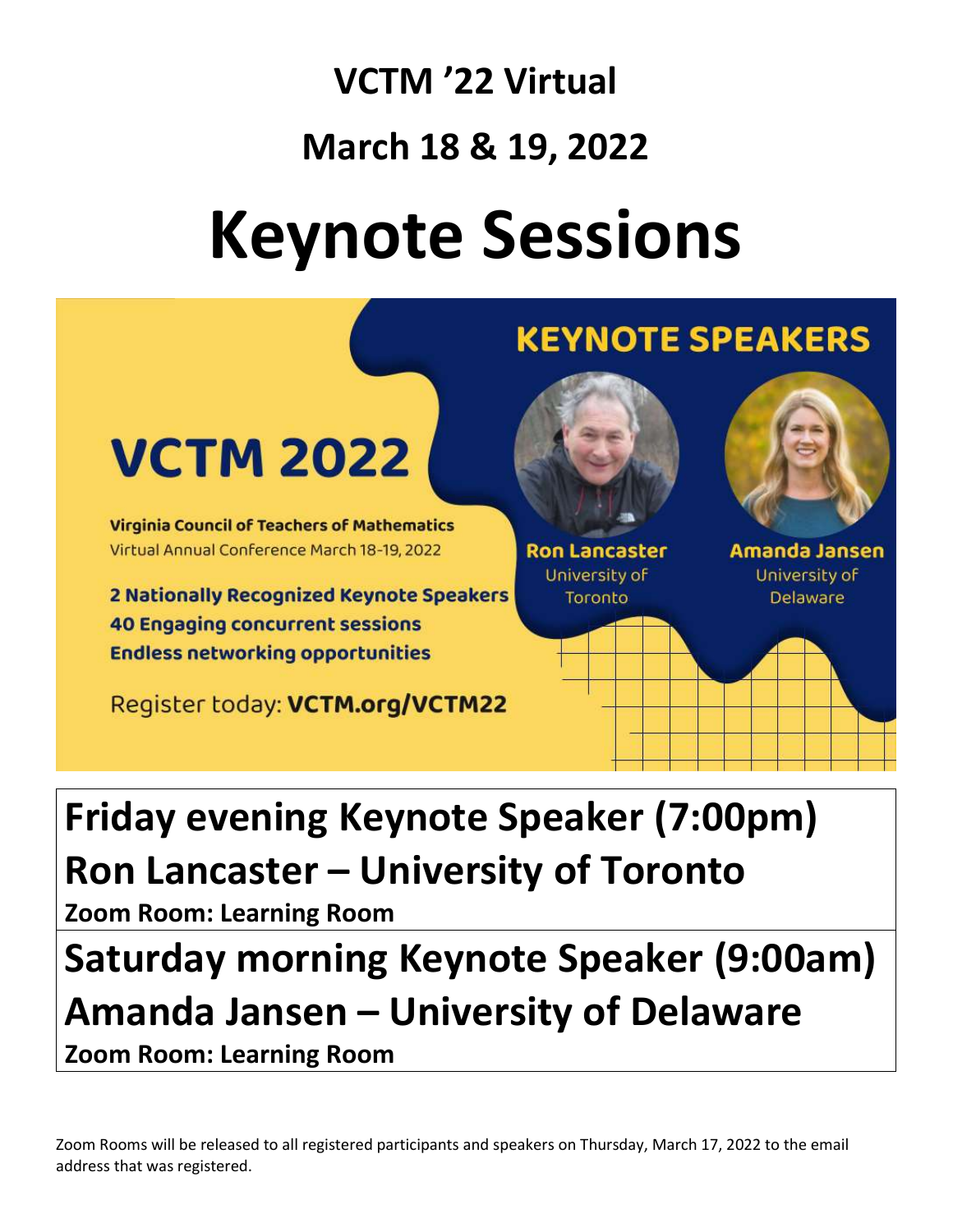# VCTM '22 Virtual

## March 18 & 19, 2022

# Keynote Sessions

**KEYNOTE SPEAKERS**

**VCTM 2022**

**Virginia Council of Teachers of Mathematics**
Virtual Annual Conference March 18-19, 2022

**2 Nationally Recognized Keynote Speakers**
**40 Engaging concurrent sessions**
**Endless networking opportunities**

Register today: **VCTM.org/VCTM22**

**Ron Lancaster**
University of Toronto

**Amanda Jansen**
University of Delaware

## Friday evening Keynote Speaker (7:00pm)

## Ron Lancaster – University of Toronto

**Zoom Room: Learning Room**

## Saturday morning Keynote Speaker (9:00am)

## Amanda Jansen – University of Delaware

**Zoom Room: Learning Room**

Zoom Rooms will be released to all registered participants and speakers on Thursday, March 17, 2022 to the email address that was registered.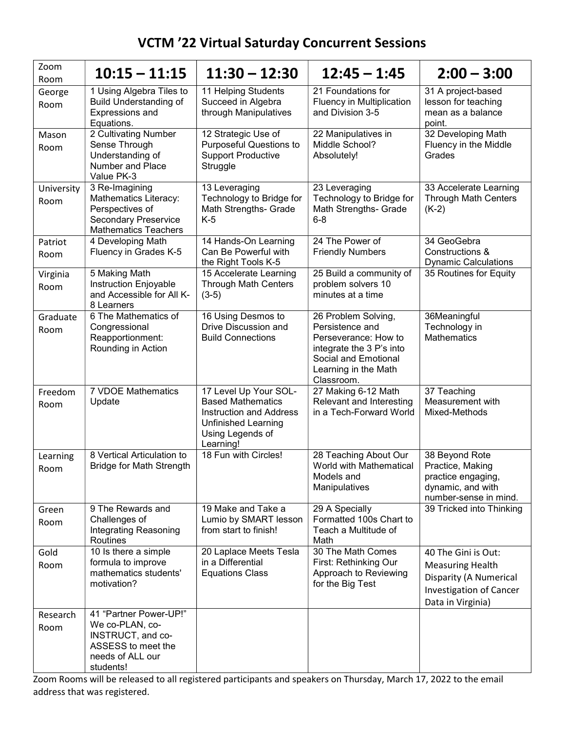# VCTM '22 Virtual Saturday Concurrent Sessions

| Zoom Room | 10:15 – 11:15 | 11:30 – 12:30 | 12:45 – 1:45 | 2:00 – 3:00 |
|---|---|---|---|---|
| George Room | 1 Using Algebra Tiles to Build Understanding of Expressions and Equations. | 11 Helping Students Succeed in Algebra through Manipulatives | 21 Foundations for Fluency in Multiplication and Division 3-5 | 31 A project-based lesson for teaching mean as a balance point. |
| Mason Room | 2 Cultivating Number Sense Through Understanding of Number and Place Value PK-3 | 12 Strategic Use of Purposeful Questions to Support Productive Struggle | 22 Manipulatives in Middle School? Absolutely! | 32 Developing Math Fluency in the Middle Grades |
| University Room | 3 Re-Imagining Mathematics Literacy: Perspectives of Secondary Preservice Mathematics Teachers | 13 Leveraging Technology to Bridge for Math Strengths- Grade K-5 | 23 Leveraging Technology to Bridge for Math Strengths- Grade 6-8 | 33 Accelerate Learning Through Math Centers (K-2) |
| Patriot Room | 4 Developing Math Fluency in Grades K-5 | 14 Hands-On Learning Can Be Powerful with the Right Tools K-5 | 24 The Power of Friendly Numbers | 34 GeoGebra Constructions & Dynamic Calculations |
| Virginia Room | 5 Making Math Instruction Enjoyable and Accessible for All K-8 Learners | 15 Accelerate Learning Through Math Centers (3-5) | 25 Build a community of problem solvers 10 minutes at a time | 35 Routines for Equity |
| Graduate Room | 6 The Mathematics of Congressional Reapportionment: Rounding in Action | 16 Using Desmos to Drive Discussion and Build Connections | 26 Problem Solving, Persistence and Perseverance: How to integrate the 3 P's into Social and Emotional Learning in the Math Classroom. | 36Meaningful Technology in Mathematics |
| Freedom Room | 7 VDOE Mathematics Update | 17 Level Up Your SOL-Based Mathematics Instruction and Address Unfinished Learning Using Legends of Learning! | 27 Making 6-12 Math Relevant and Interesting in a Tech-Forward World | 37 Teaching Measurement with Mixed-Methods |
| Learning Room | 8 Vertical Articulation to Bridge for Math Strength | 18 Fun with Circles! | 28 Teaching About Our World with Mathematical Models and Manipulatives | 38 Beyond Rote Practice, Making practice engaging, dynamic, and with number-sense in mind. |
| Green Room | 9 The Rewards and Challenges of Integrating Reasoning Routines | 19 Make and Take a Lumio by SMART lesson from start to finish! | 29 A Specially Formatted 100s Chart to Teach a Multitude of Math | 39 Tricked into Thinking |
| Gold Room | 10 Is there a simple formula to improve mathematics students' motivation? | 20 Laplace Meets Tesla in a Differential Equations Class | 30 The Math Comes First: Rethinking Our Approach to Reviewing for the Big Test | 40 The Gini is Out: Measuring Health Disparity (A Numerical Investigation of Cancer Data in Virginia) |
| Research Room | 41 "Partner Power-UP!" We co-PLAN, co-INSTRUCT, and co-ASSESS to meet the needs of ALL our students! | | | |

Zoom Rooms will be released to all registered participants and speakers on Thursday, March 17, 2022 to the email address that was registered.